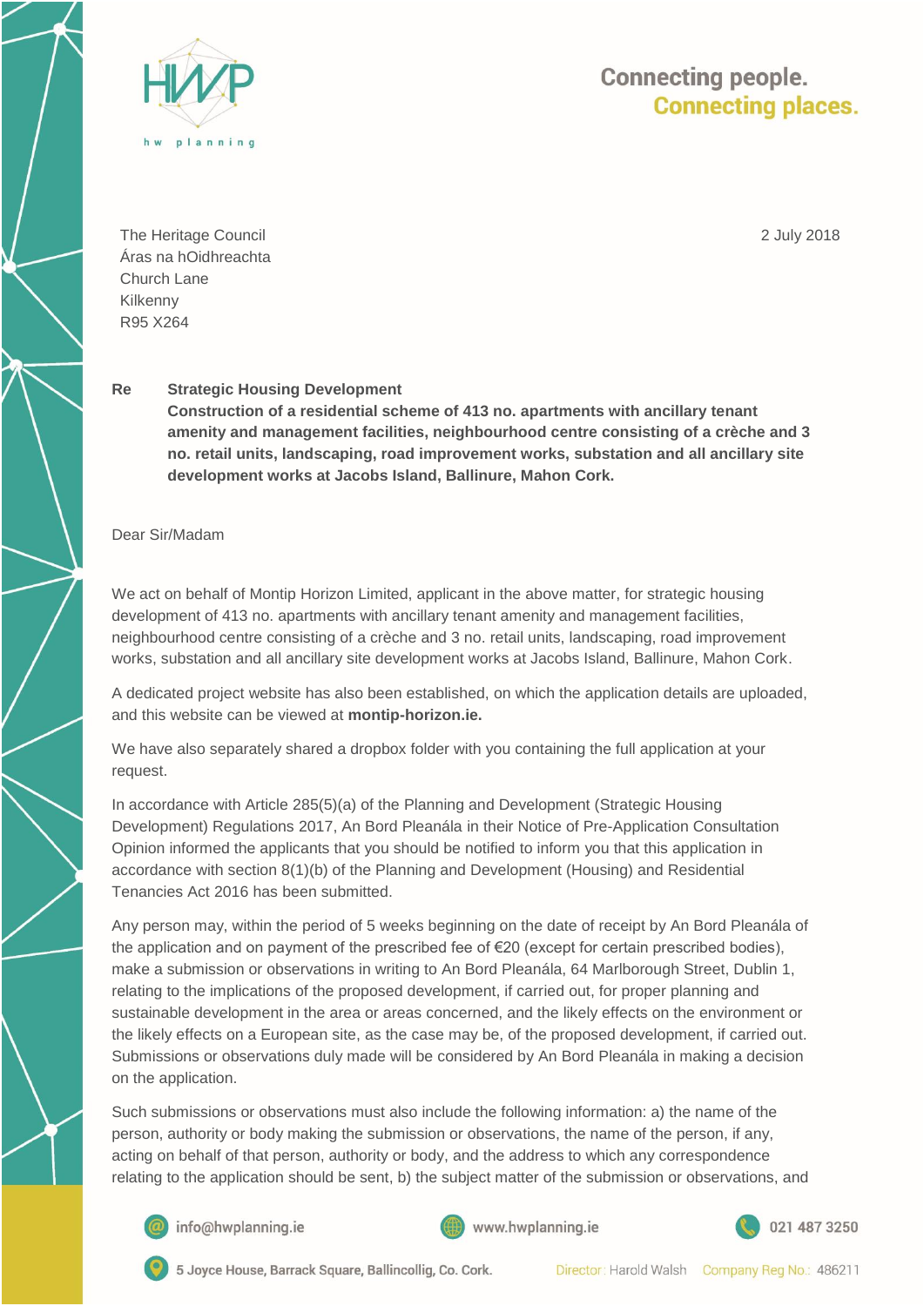HWP
hw planning

Connecting people.
Connecting places.

The Heritage Council
Áras na hOidhreachta
Church Lane
Kilkenny
R95 X264

2 July 2018

**Re** **Strategic Housing Development**
**Construction of a residential scheme of 413 no. apartments with ancillary tenant amenity and management facilities, neighbourhood centre consisting of a crèche and 3 no. retail units, landscaping, road improvement works, substation and all ancillary site development works at Jacobs Island, Ballinure, Mahon Cork.**

Dear Sir/Madam

We act on behalf of Montip Horizon Limited, applicant in the above matter, for strategic housing development of 413 no. apartments with ancillary tenant amenity and management facilities, neighbourhood centre consisting of a crèche and 3 no. retail units, landscaping, road improvement works, substation and all ancillary site development works at Jacobs Island, Ballinure, Mahon Cork.

A dedicated project website has also been established, on which the application details are uploaded, and this website can be viewed at **montip-horizon.ie.**

We have also separately shared a dropbox folder with you containing the full application at your request.

In accordance with Article 285(5)(a) of the Planning and Development (Strategic Housing Development) Regulations 2017, An Bord Pleanála in their Notice of Pre-Application Consultation Opinion informed the applicants that you should be notified to inform you that this application in accordance with section 8(1)(b) of the Planning and Development (Housing) and Residential Tenancies Act 2016 has been submitted.

Any person may, within the period of 5 weeks beginning on the date of receipt by An Bord Pleanála of the application and on payment of the prescribed fee of €20 (except for certain prescribed bodies), make a submission or observations in writing to An Bord Pleanála, 64 Marlborough Street, Dublin 1, relating to the implications of the proposed development, if carried out, for proper planning and sustainable development in the area or areas concerned, and the likely effects on the environment or the likely effects on a European site, as the case may be, of the proposed development, if carried out. Submissions or observations duly made will be considered by An Bord Pleanála in making a decision on the application.

Such submissions or observations must also include the following information: a) the name of the person, authority or body making the submission or observations, the name of the person, if any, acting on behalf of that person, authority or body, and the address to which any correspondence relating to the application should be sent, b) the subject matter of the submission or observations, and

info@hwplanning.ie | www.hwplanning.ie | 021 487 3250

5 Joyce House, Barrack Square, Ballincollig, Co. Cork. Director: Harold Walsh Company Reg No.: 486211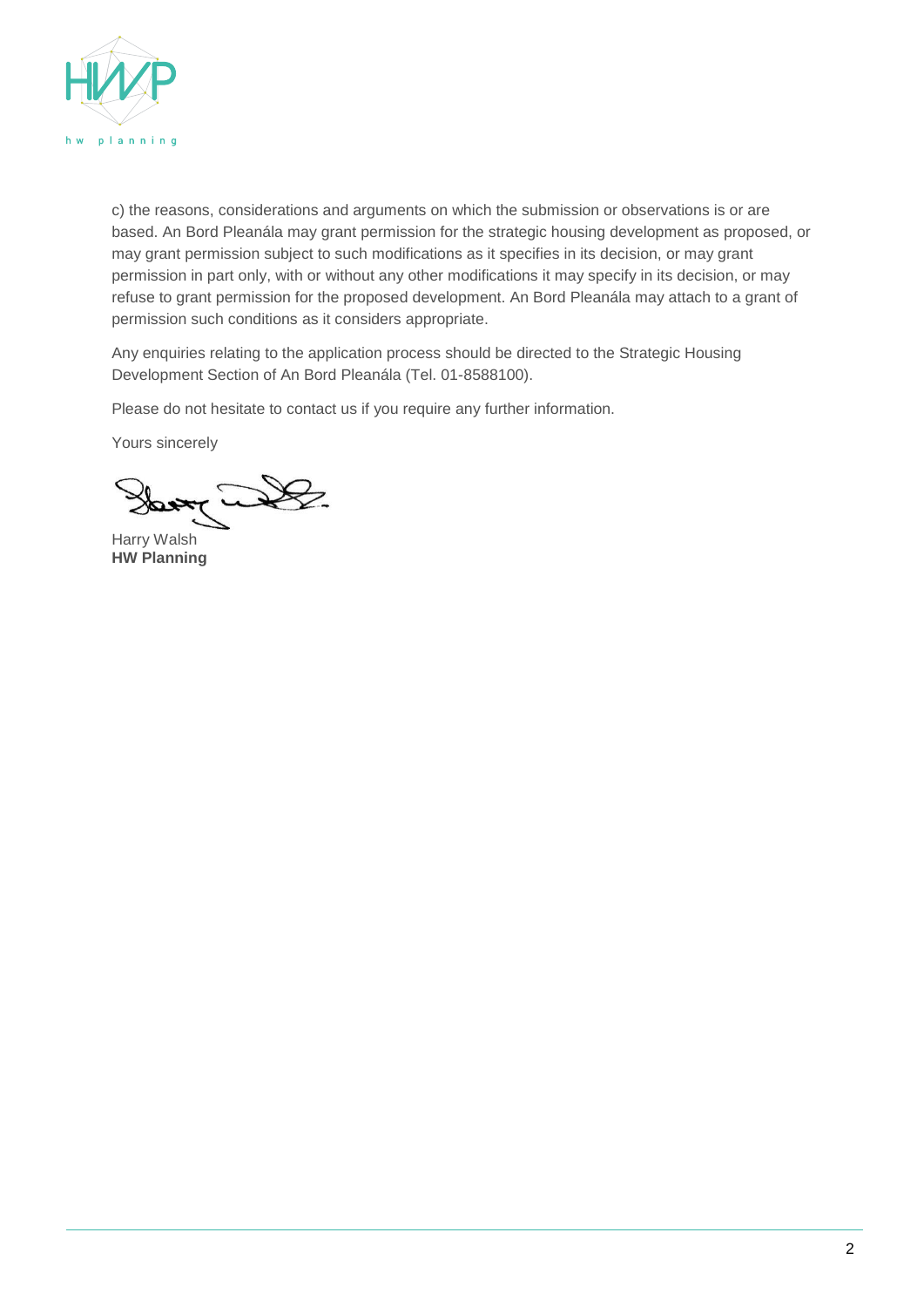c) the reasons, considerations and arguments on which the submission or observations is or are based. An Bord Pleanála may grant permission for the strategic housing development as proposed, or may grant permission subject to such modifications as it specifies in its decision, or may grant permission in part only, with or without any other modifications it may specify in its decision, or may refuse to grant permission for the proposed development. An Bord Pleanála may attach to a grant of permission such conditions as it considers appropriate.

Any enquiries relating to the application process should be directed to the Strategic Housing Development Section of An Bord Pleanála (Tel. 01-8588100).

Please do not hesitate to contact us if you require any further information.

Yours sincerely

Harry Walsh
**HW Planning**